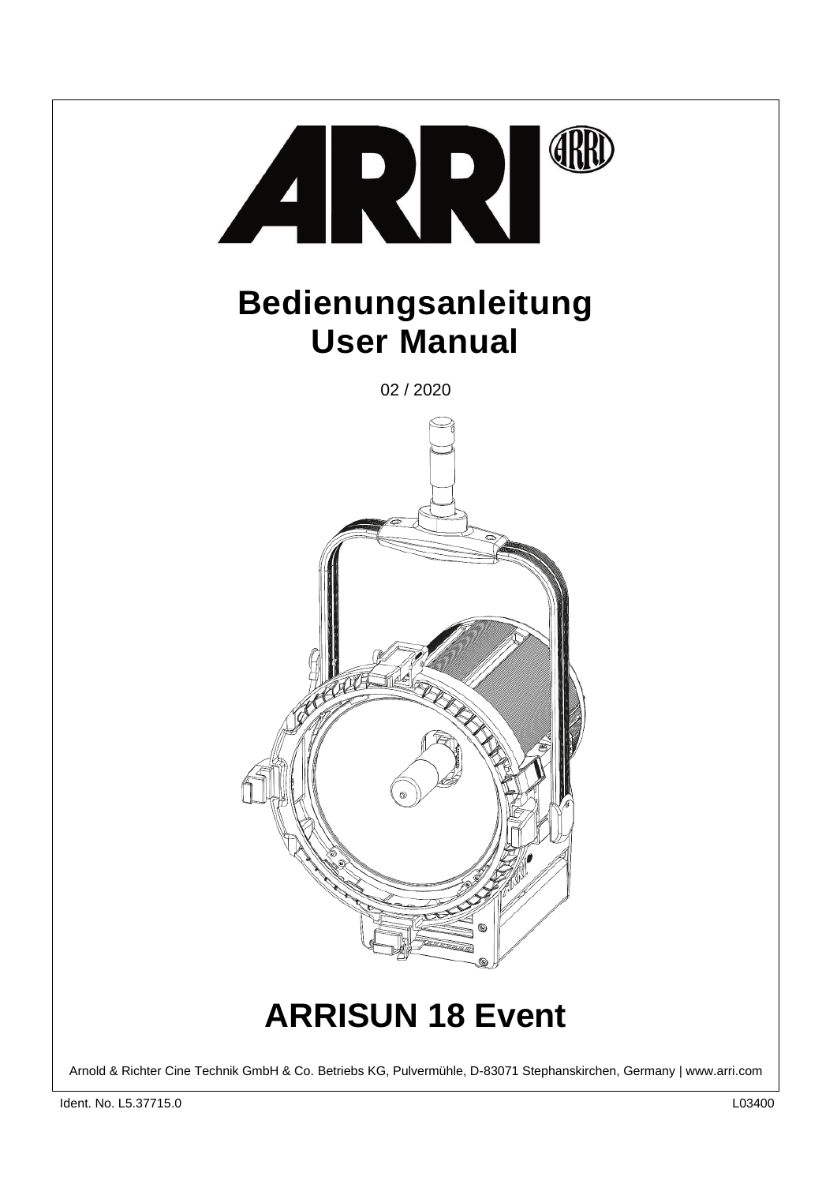# Bedienungsanleitung
# User Manual

02 / 2020

# ARRISUN 18 Event

Arnold & Richter Cine Technik GmbH & Co. Betriebs KG, Pulvermühle, D-83071 Stephanskirchen, Germany | www.arri.com

Ident. No. L5.37715.0

L03400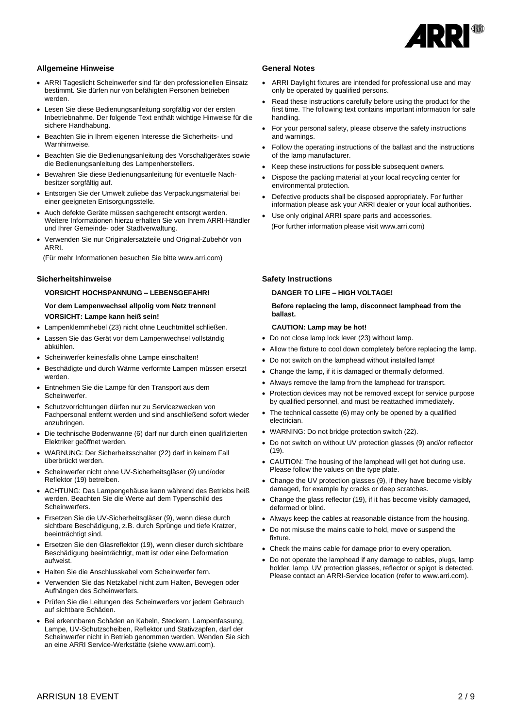## Allgemeine Hinweise

- ARRI Tageslicht Scheinwerfer sind für den professionellen Einsatz bestimmt. Sie dürfen nur von befähigten Personen betrieben werden.
- Lesen Sie diese Bedienungsanleitung sorgfältig vor der ersten Inbetriebnahme. Der folgende Text enthält wichtige Hinweise für die sichere Handhabung.
- Beachten Sie in Ihrem eigenen Interesse die Sicherheits- und Warnhinweise.
- Beachten Sie die Bedienungsanleitung des Vorschaltgerätes sowie die Bedienungsanleitung des Lampenherstellers.
- Bewahren Sie diese Bedienungsanleitung für eventuelle Nachbesitzer sorgfältig auf.
- Entsorgen Sie der Umwelt zuliebe das Verpackungsmaterial bei einer geeigneten Entsorgungsstelle.
- Auch defekte Geräte müssen sachgerecht entsorgt werden. Weitere Informationen hierzu erhalten Sie von Ihrem ARRI-Händler und Ihrer Gemeinde- oder Stadtverwaltung.
- Verwenden Sie nur Originalersatzteile und Original-Zubehör von ARRI.

(Für mehr Informationen besuchen Sie bitte www.arri.com)

## Sicherheitshinweise

**VORSICHT HOCHSPANNUNG – LEBENSGEFAHR!**

**Vor dem Lampenwechsel allpolig vom Netz trennen!**

**VORSICHT: Lampe kann heiß sein!**

- Lampenklemmhebel (23) nicht ohne Leuchtmittel schließen.
- Lassen Sie das Gerät vor dem Lampenwechsel vollständig abkühlen.
- Scheinwerfer keinesfalls ohne Lampe einschalten!
- Beschädigte und durch Wärme verformte Lampen müssen ersetzt werden.
- Entnehmen Sie die Lampe für den Transport aus dem Scheinwerfer.
- Schutzvorrichtungen dürfen nur zu Servicezwecken von Fachpersonal entfernt werden und sind anschließend sofort wieder anzubringen.
- Die technische Bodenwanne (6) darf nur durch einen qualifizierten Elektriker geöffnet werden.
- WARNUNG: Der Sicherheitsschalter (22) darf in keinem Fall überbrückt werden.
- Scheinwerfer nicht ohne UV-Sicherheitsgläser (9) und/oder Reflektor (19) betreiben.
- ACHTUNG: Das Lampengehäuse kann während des Betriebs heiß werden. Beachten Sie die Werte auf dem Typenschild des Scheinwerfers.
- Ersetzen Sie die UV-Sicherheitsgläser (9), wenn diese durch sichtbare Beschädigung, z.B. durch Sprünge und tiefe Kratzer, beeinträchtigt sind.
- Ersetzen Sie den Glasreflektor (19), wenn dieser durch sichtbare Beschädigung beeinträchtigt, matt ist oder eine Deformation aufweist.
- Halten Sie die Anschlusskabel vom Scheinwerfer fern.
- Verwenden Sie das Netzkabel nicht zum Halten, Bewegen oder Aufhängen des Scheinwerfers.
- Prüfen Sie die Leitungen des Scheinwerfers vor jedem Gebrauch auf sichtbare Schäden.
- Bei erkennbaren Schäden an Kabeln, Steckern, Lampenfassung, Lampe, UV-Schutzscheiben, Reflektor und Stativzapfen, darf der Scheinwerfer nicht in Betrieb genommen werden. Wenden Sie sich an eine ARRI Service-Werkstätte (siehe www.arri.com).

## General Notes

- ARRI Daylight fixtures are intended for professional use and may only be operated by qualified persons.
- Read these instructions carefully before using the product for the first time. The following text contains important information for safe handling.
- For your personal safety, please observe the safety instructions and warnings.
- Follow the operating instructions of the ballast and the instructions of the lamp manufacturer.
- Keep these instructions for possible subsequent owners.
- Dispose the packing material at your local recycling center for environmental protection.
- Defective products shall be disposed appropriately. For further information please ask your ARRI dealer or your local authorities.
- Use only original ARRI spare parts and accessories.

(For further information please visit www.arri.com)

## Safety Instructions

**DANGER TO LIFE – HIGH VOLTAGE!**

**Before replacing the lamp, disconnect lamphead from the ballast.**

**CAUTION: Lamp may be hot!**

- Do not close lamp lock lever (23) without lamp.
- Allow the fixture to cool down completely before replacing the lamp.
- Do not switch on the lamphead without installed lamp!
- Change the lamp, if it is damaged or thermally deformed.
- Always remove the lamp from the lamphead for transport.
- Protection devices may not be removed except for service purpose by qualified personnel, and must be reattached immediately.
- The technical cassette (6) may only be opened by a qualified electrician.
- WARNING: Do not bridge protection switch (22).
- Do not switch on without UV protection glasses (9) and/or reflector (19).
- CAUTION: The housing of the lamphead will get hot during use. Please follow the values on the type plate.
- Change the UV protection glasses (9), if they have become visibly damaged, for example by cracks or deep scratches.
- Change the glass reflector (19), if it has become visibly damaged, deformed or blind.
- Always keep the cables at reasonable distance from the housing.
- Do not misuse the mains cable to hold, move or suspend the fixture.
- Check the mains cable for damage prior to every operation.
- Do not operate the lamphead if any damage to cables, plugs, lamp holder, lamp, UV protection glasses, reflector or spigot is detected. Please contact an ARRI-Service location (refer to www.arri.com).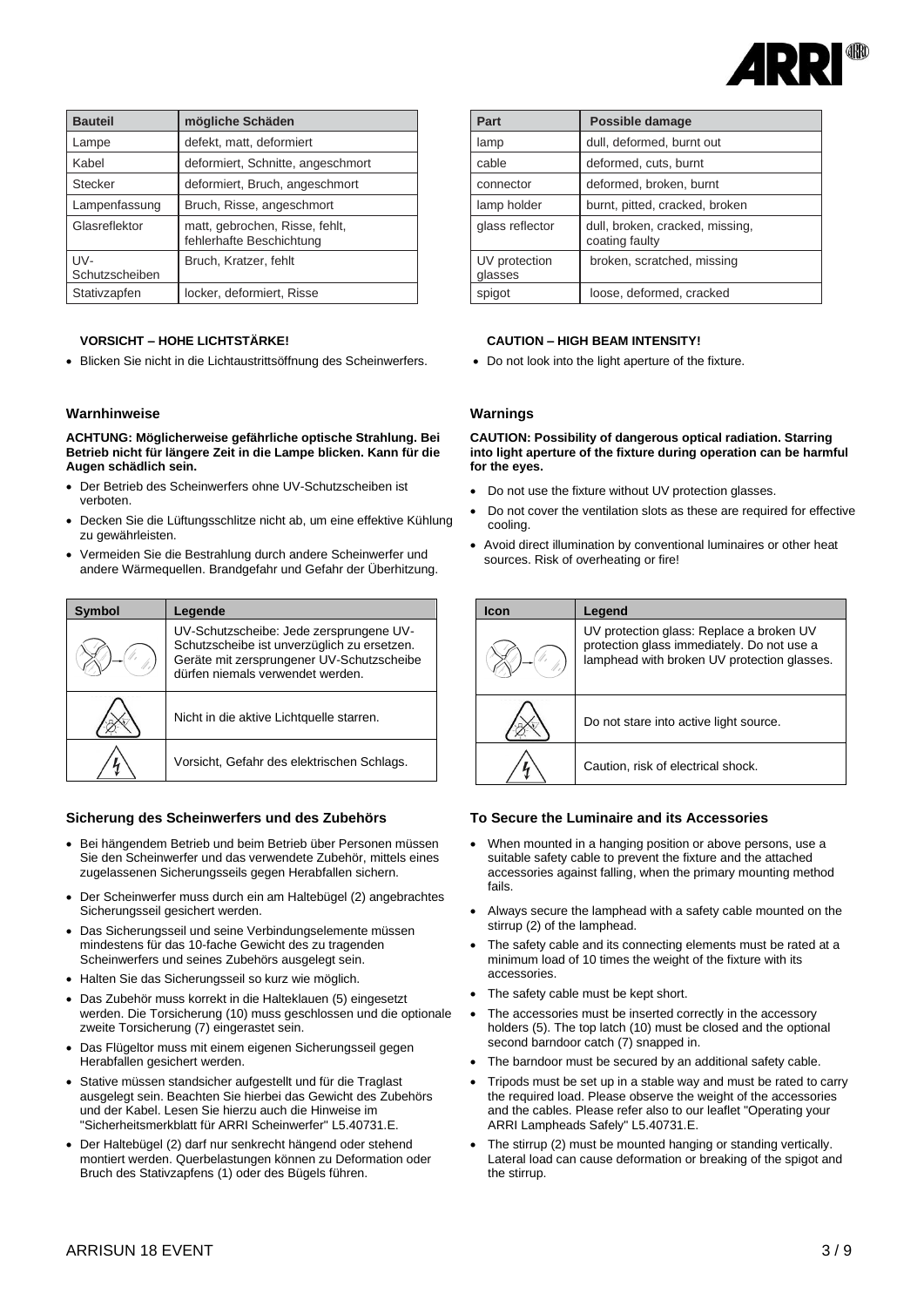| Bauteil | mögliche Schäden |
|---|---|
| Lampe | defekt, matt, deformiert |
| Kabel | deformiert, Schnitte, angeschmort |
| Stecker | deformiert, Bruch, angeschmort |
| Lampenfassung | Bruch, Risse, angeschmort |
| Glasreflektor | matt, gebrochen, Risse, fehlt, fehlerhafte Beschichtung |
| UV-Schutzscheiben | Bruch, Kratzer, fehlt |
| Stativzapfen | locker, deformiert, Risse |

**VORSICHT – HOHE LICHTSTÄRKE!**

- Blicken Sie nicht in die Lichtaustrittsöffnung des Scheinwerfers.

### Warnhinweise

**ACHTUNG: Möglicherweise gefährliche optische Strahlung. Bei Betrieb nicht für längere Zeit in die Lampe blicken. Kann für die Augen schädlich sein.**

- Der Betrieb des Scheinwerfers ohne UV-Schutzscheiben ist verboten.
- Decken Sie die Lüftungsschlitze nicht ab, um eine effektive Kühlung zu gewährleisten.
- Vermeiden Sie die Bestrahlung durch andere Scheinwerfer und andere Wärmequellen. Brandgefahr und Gefahr der Überhitzung.

| Symbol | Legende |
|---|---|
| | UV-Schutzscheibe: Jede zersprungene UV-Schutzscheibe ist unverzüglich zu ersetzen. Geräte mit zersprungener UV-Schutzscheibe dürfen niemals verwendet werden. |
| | Nicht in die aktive Lichtquelle starren. |
| | Vorsicht, Gefahr des elektrischen Schlags. |

### Sicherung des Scheinwerfers und des Zubehörs

- Bei hängendem Betrieb und beim Betrieb über Personen müssen Sie den Scheinwerfer und das verwendete Zubehör, mittels eines zugelassenen Sicherungsseils gegen Herabfallen sichern.
- Der Scheinwerfer muss durch ein am Haltebügel (2) angebrachtes Sicherungsseil gesichert werden.
- Das Sicherungsseil und seine Verbindungselemente müssen mindestens für das 10-fache Gewicht des zu tragenden Scheinwerfers und seines Zubehörs ausgelegt sein.
- Halten Sie das Sicherungsseil so kurz wie möglich.
- Das Zubehör muss korrekt in die Halteklauen (5) eingesetzt werden. Die Torsicherung (10) muss geschlossen und die optionale zweite Torsicherung (7) eingerastet sein.
- Das Flügeltor muss mit einem eigenen Sicherungsseil gegen Herabfallen gesichert werden.
- Stative müssen standsicher aufgestellt und für die Traglast ausgelegt sein. Beachten Sie hierbei das Gewicht des Zubehörs und der Kabel. Lesen Sie hierzu auch die Hinweise im "Sicherheitsmerkblatt für ARRI Scheinwerfer" L5.40731.E.
- Der Haltebügel (2) darf nur senkrecht hängend oder stehend montiert werden. Querbelastungen können zu Deformation oder Bruch des Stativzapfens (1) oder des Bügels führen.

| Part | Possible damage |
|---|---|
| lamp | dull, deformed, burnt out |
| cable | deformed, cuts, burnt |
| connector | deformed, broken, burnt |
| lamp holder | burnt, pitted, cracked, broken |
| glass reflector | dull, broken, cracked, missing, coating faulty |
| UV protection glasses | broken, scratched, missing |
| spigot | loose, deformed, cracked |

**CAUTION – HIGH BEAM INTENSITY!**

- Do not look into the light aperture of the fixture.

### Warnings

**CAUTION: Possibility of dangerous optical radiation. Starring into light aperture of the fixture during operation can be harmful for the eyes.**

- Do not use the fixture without UV protection glasses.
- Do not cover the ventilation slots as these are required for effective cooling.
- Avoid direct illumination by conventional luminaires or other heat sources. Risk of overheating or fire!

| Icon | Legend |
|---|---|
| | UV protection glass: Replace a broken UV protection glass immediately. Do not use a lamphead with broken UV protection glasses. |
| | Do not stare into active light source. |
| | Caution, risk of electrical shock. |

### To Secure the Luminaire and its Accessories

- When mounted in a hanging position or above persons, use a suitable safety cable to prevent the fixture and the attached accessories against falling, when the primary mounting method fails.
- Always secure the lamphead with a safety cable mounted on the stirrup (2) of the lamphead.
- The safety cable and its connecting elements must be rated at a minimum load of 10 times the weight of the fixture with its accessories.
- The safety cable must be kept short.
- The accessories must be inserted correctly in the accessory holders (5). The top latch (10) must be closed and the optional second barndoor catch (7) snapped in.
- The barndoor must be secured by an additional safety cable.
- Tripods must be set up in a stable way and must be rated to carry the required load. Please observe the weight of the accessories and the cables. Please refer also to our leaflet "Operating your ARRI Lampheads Safely" L5.40731.E.
- The stirrup (2) must be mounted hanging or standing vertically. Lateral load can cause deformation or breaking of the spigot and the stirrup.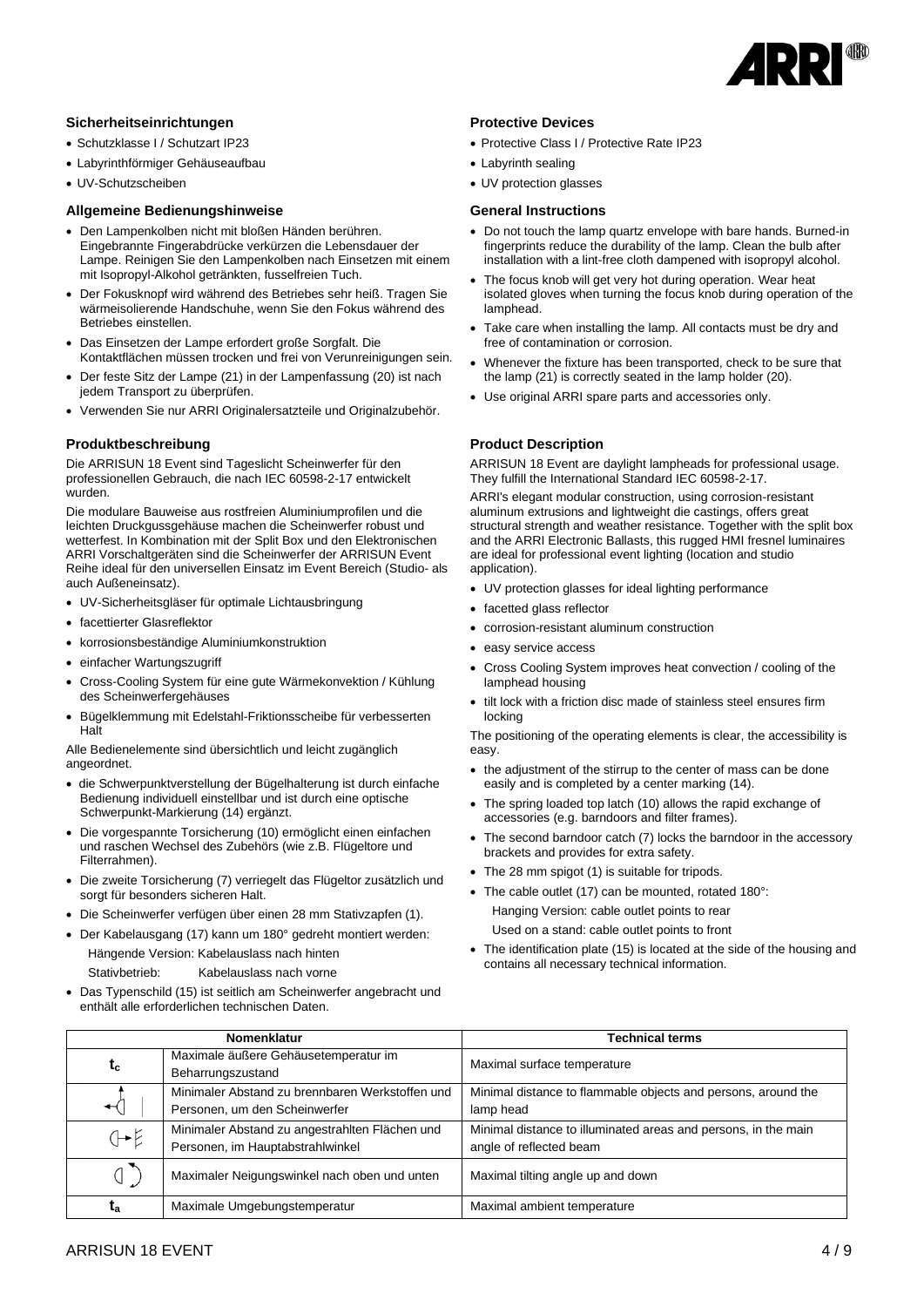### Sicherheitseinrichtungen

- Schutzklasse I / Schutzart IP23
- Labyrinthförmiger Gehäuseaufbau
- UV-Schutzscheiben

### Allgemeine Bedienungshinweise

- Den Lampenkolben nicht mit bloßen Händen berühren. Eingebrannte Fingerabdrücke verkürzen die Lebensdauer der Lampe. Reinigen Sie den Lampenkolben nach Einsetzen mit einem mit Isopropyl-Alkohol getränkten, fusselfreien Tuch.
- Der Fokusknopf wird während des Betriebes sehr heiß. Tragen Sie wärmeisolierende Handschuhe, wenn Sie den Fokus während des Betriebes einstellen.
- Das Einsetzen der Lampe erfordert große Sorgfalt. Die Kontaktflächen müssen trocken und frei von Verunreinigungen sein.
- Der feste Sitz der Lampe (21) in der Lampenfassung (20) ist nach jedem Transport zu überprüfen.
- Verwenden Sie nur ARRI Originalersatzteile und Originalzubehör.

### Produktbeschreibung

Die ARRISUN 18 Event sind Tageslicht Scheinwerfer für den professionellen Gebrauch, die nach IEC 60598-2-17 entwickelt wurden.

Die modulare Bauweise aus rostfreien Aluminiumprofilen und die leichten Druckgussgehäuse machen die Scheinwerfer robust und wetterfest. In Kombination mit der Split Box und den Elektronischen ARRI Vorschaltgeräten sind die Scheinwerfer der ARRISUN Event Reihe ideal für den universellen Einsatz im Event Bereich (Studio- als auch Außeneinsatz).

- UV-Sicherheitsgläser für optimale Lichtausbringung
- facettierter Glasreflektor
- korrosionsbeständige Aluminiumkonstruktion
- einfacher Wartungszugriff
- Cross-Cooling System für eine gute Wärmekonvektion / Kühlung des Scheinwerfergehäuses
- Bügelklemmung mit Edelstahl-Friktionsscheibe für verbesserten Halt

Alle Bedienelemente sind übersichtlich und leicht zugänglich angeordnet.

- die Schwerpunktverstellung der Bügelhalterung ist durch einfache Bedienung individuell einstellbar und ist durch eine optische Schwerpunkt-Markierung (14) ergänzt.
- Die vorgespannte Torsicherung (10) ermöglicht einen einfachen und raschen Wechsel des Zubehörs (wie z.B. Flügeltore und Filterrahmen).
- Die zweite Torsicherung (7) verriegelt das Flügeltor zusätzlich und sorgt für besonders sicheren Halt.
- Die Scheinwerfer verfügen über einen 28 mm Stativzapfen (1).
- Der Kabelausgang (17) kann um 180° gedreht montiert werden:
  Hängende Version: Kabelauslass nach hinten
  Stativbetrieb: Kabelauslass nach vorne
- Das Typenschild (15) ist seitlich am Scheinwerfer angebracht und enthält alle erforderlichen technischen Daten.

### Protective Devices

- Protective Class I / Protective Rate IP23
- Labyrinth sealing
- UV protection glasses

### General Instructions

- Do not touch the lamp quartz envelope with bare hands. Burned-in fingerprints reduce the durability of the lamp. Clean the bulb after installation with a lint-free cloth dampened with isopropyl alcohol.
- The focus knob will get very hot during operation. Wear heat isolated gloves when turning the focus knob during operation of the lamphead.
- Take care when installing the lamp. All contacts must be dry and free of contamination or corrosion.
- Whenever the fixture has been transported, check to be sure that the lamp (21) is correctly seated in the lamp holder (20).
- Use original ARRI spare parts and accessories only.

### Product Description

ARRISUN 18 Event are daylight lampheads for professional usage. They fulfill the International Standard IEC 60598-2-17.

ARRI's elegant modular construction, using corrosion-resistant aluminum extrusions and lightweight die castings, offers great structural strength and weather resistance. Together with the split box and the ARRI Electronic Ballasts, this rugged HMI fresnel luminaires are ideal for professional event lighting (location and studio application).

- UV protection glasses for ideal lighting performance
- facetted glass reflector
- corrosion-resistant aluminum construction
- easy service access
- Cross Cooling System improves heat convection / cooling of the lamphead housing
- tilt lock with a friction disc made of stainless steel ensures firm locking

The positioning of the operating elements is clear, the accessibility is easy.

- the adjustment of the stirrup to the center of mass can be done easily and is completed by a center marking (14).
- The spring loaded top latch (10) allows the rapid exchange of accessories (e.g. barndoors and filter frames).
- The second barndoor catch (7) locks the barndoor in the accessory brackets and provides for extra safety.
- The 28 mm spigot (1) is suitable for tripods.
- The cable outlet (17) can be mounted, rotated 180°:
  Hanging Version: cable outlet points to rear
  Used on a stand: cable outlet points to front
- The identification plate (15) is located at the side of the housing and contains all necessary technical information.

| Nomenklatur | | Technical terms |
|---|---|---|
| $t_c$ | Maximale äußere Gehäusetemperatur im Beharrungszustand | Maximal surface temperature |
| (Symbol) | Minimaler Abstand zu brennbaren Werkstoffen und Personen, um den Scheinwerfer | Minimal distance to flammable objects and persons, around the lamp head |
| (Symbol) | Minimaler Abstand zu angestrahlten Flächen und Personen, im Hauptabstrahlwinkel | Minimal distance to illuminated areas and persons, in the main angle of reflected beam |
| (Symbol) | Maximaler Neigungswinkel nach oben und unten | Maximal tilting angle up and down |
| $t_a$ | Maximale Umgebungstemperatur | Maximal ambient temperature |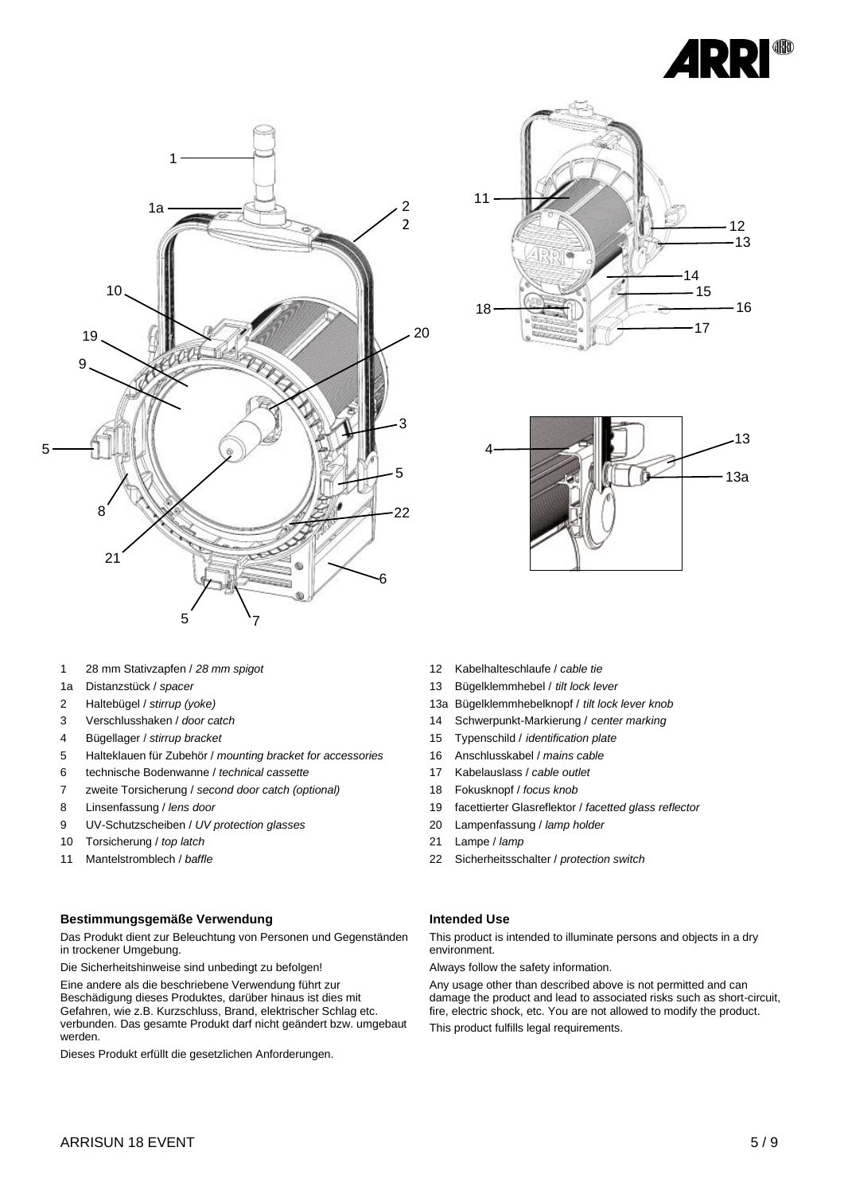1 28 mm Stativzapfen / *28 mm spigot*
1a Distanzstück / *spacer*
2 Haltebügel / *stirrup (yoke)*
3 Verschlusshaken / *door catch*
4 Bügellager / *stirrup bracket*
5 Halteklauen für Zubehör / *mounting bracket for accessories*
6 technische Bodenwanne / *technical cassette*
7 zweite Torsicherung / *second door catch (optional)*
8 Linsenfassung / *lens door*
9 UV-Schutzscheiben / *UV protection glasses*
10 Torsicherung / *top latch*
11 Mantelstromblech / *baffle*
12 Kabelhalteschlaufe / *cable tie*
13 Bügelklemmhebel / *tilt lock lever*
13a Bügelklemmhebelknopf / *tilt lock lever knob*
14 Schwerpunkt-Markierung / *center marking*
15 Typenschild / *identification plate*
16 Anschlusskabel / *mains cable*
17 Kabelauslass / *cable outlet*
18 Fokusknopf / *focus knob*
19 facettierter Glasreflektor / *facetted glass reflector*
20 Lampenfassung / *lamp holder*
21 Lampe / *lamp*
22 Sicherheitsschalter / *protection switch*

**Bestimmungsgemäße Verwendung**

Das Produkt dient zur Beleuchtung von Personen und Gegenständen in trockener Umgebung.

Die Sicherheitshinweise sind unbedingt zu befolgen!

Eine andere als die beschriebene Verwendung führt zur Beschädigung dieses Produktes, darüber hinaus ist dies mit Gefahren, wie z.B. Kurzschluss, Brand, elektrischer Schlag etc. verbunden. Das gesamte Produkt darf nicht geändert bzw. umgebaut werden.

Dieses Produkt erfüllt die gesetzlichen Anforderungen.

**Intended Use**

This product is intended to illuminate persons and objects in a dry environment.

Always follow the safety information.

Any usage other than described above is not permitted and can damage the product and lead to associated risks such as short-circuit, fire, electric shock, etc. You are not allowed to modify the product.

This product fulfills legal requirements.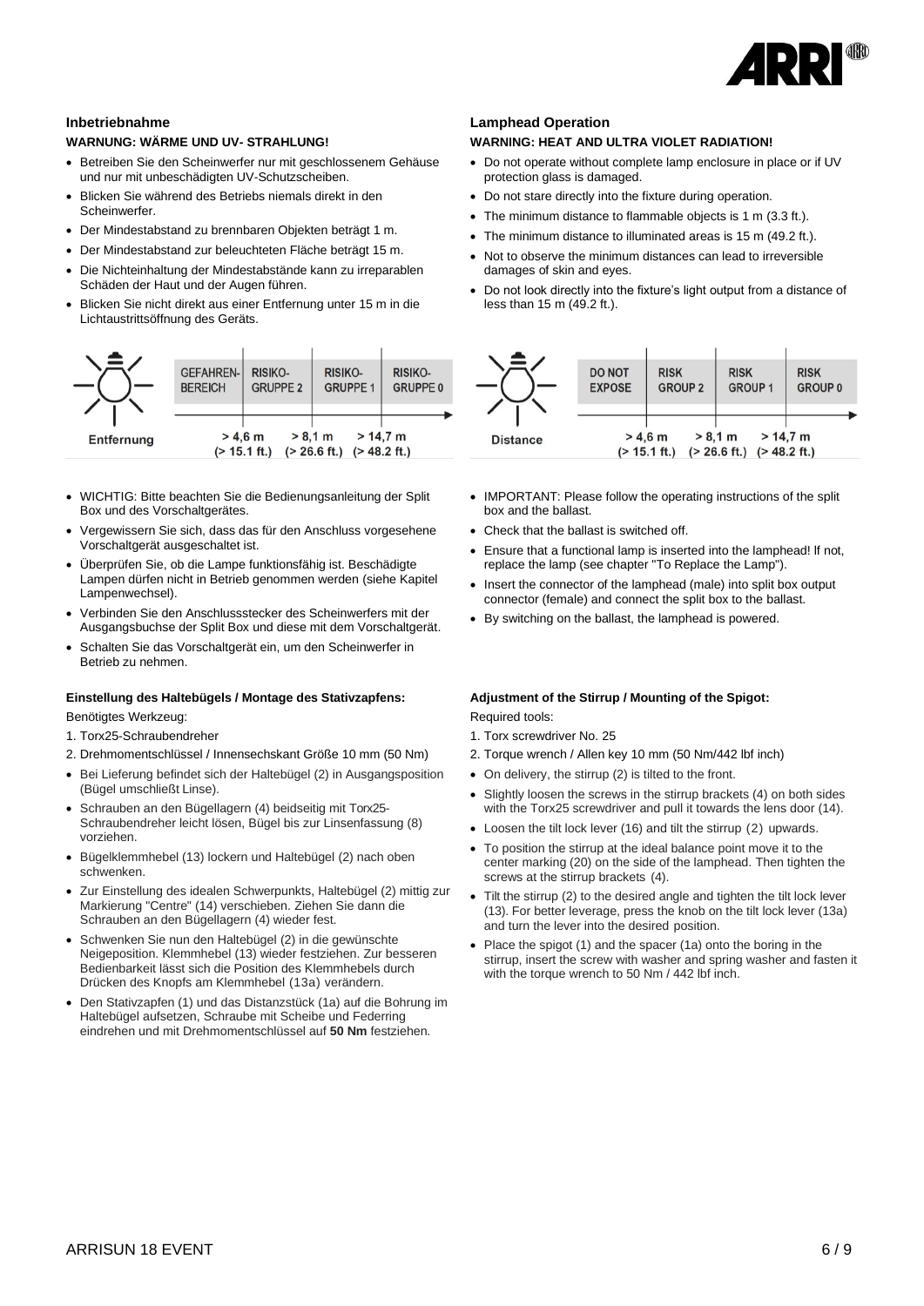## Inbetriebnahme

**WARNUNG: WÄRME UND UV- STRAHLUNG!**

- Betreiben Sie den Scheinwerfer nur mit geschlossenem Gehäuse und nur mit unbeschädigten UV-Schutzscheiben.
- Blicken Sie während des Betriebs niemals direkt in den Scheinwerfer.
- Der Mindestabstand zu brennbaren Objekten beträgt 1 m.
- Der Mindestabstand zur beleuchteten Fläche beträgt 15 m.
- Die Nichteinhaltung der Mindestabstände kann zu irreparablen Schäden der Haut und der Augen führen.
- Blicken Sie nicht direkt aus einer Entfernung unter 15 m in die Lichtaustrittsöffnung des Geräts.

| Entfernung | GEFAHREN-BEREICH | RISIKO-GRUPPE 2 | RISIKO-GRUPPE 1 | RISIKO-GRUPPE 0 |
|---|---|---|---|---|
| | | > 4,6 m (> 15.1 ft.) | > 8,1 m (> 26.6 ft.) | > 14,7 m (> 48.2 ft.) |

- WICHTIG: Bitte beachten Sie die Bedienungsanleitung der Split Box und des Vorschaltgerätes.
- Vergewissern Sie sich, dass das für den Anschluss vorgesehene Vorschaltgerät ausgeschaltet ist.
- Überprüfen Sie, ob die Lampe funktionsfähig ist. Beschädigte Lampen dürfen nicht in Betrieb genommen werden (siehe Kapitel Lampenwechsel).
- Verbinden Sie den Anschlussstecker des Scheinwerfers mit der Ausgangsbuchse der Split Box und diese mit dem Vorschaltgerät.
- Schalten Sie das Vorschaltgerät ein, um den Scheinwerfer in Betrieb zu nehmen.

**Einstellung des Haltebügels / Montage des Stativzapfens:**

Benötigtes Werkzeug:

1. Torx25-Schraubendreher
2. Drehmomentschlüssel / Innensechskant Größe 10 mm (50 Nm)

- Bei Lieferung befindet sich der Haltebügel (2) in Ausgangsposition (Bügel umschließt Linse).
- Schrauben an den Bügellagern (4) beidseitig mit Torx25-Schraubendreher leicht lösen, Bügel bis zur Linsenfassung (8) vorziehen.
- Bügelklemmhebel (13) lockern und Haltebügel (2) nach oben schwenken.
- Zur Einstellung des idealen Schwerpunkts, Haltebügel (2) mittig zur Markierung "Centre" (14) verschieben. Ziehen Sie dann die Schrauben an den Bügellagern (4) wieder fest.
- Schwenken Sie nun den Haltebügel (2) in die gewünschte Neigeposition. Klemmhebel (13) wieder festziehen. Zur besseren Bedienbarkeit lässt sich die Position des Klemmhebels durch Drücken des Knopfs am Klemmhebel (13a) verändern.
- Den Stativzapfen (1) und das Distanzstück (1a) auf die Bohrung im Haltebügel aufsetzen, Schraube mit Scheibe und Federring eindrehen und mit Drehmomentschlüssel auf **50 Nm** festziehen.

## Lamphead Operation

**WARNING: HEAT AND ULTRA VIOLET RADIATION!**

- Do not operate without complete lamp enclosure in place or if UV protection glass is damaged.
- Do not stare directly into the fixture during operation.
- The minimum distance to flammable objects is 1 m (3.3 ft.).
- The minimum distance to illuminated areas is 15 m (49.2 ft.).
- Not to observe the minimum distances can lead to irreversible damages of skin and eyes.
- Do not look directly into the fixture's light output from a distance of less than 15 m (49.2 ft.).

| Distance | DO NOT EXPOSE | RISK GROUP 2 | RISK GROUP 1 | RISK GROUP 0 |
|---|---|---|---|---|
| | | > 4,6 m (> 15.1 ft.) | > 8,1 m (> 26.6 ft.) | > 14,7 m (> 48.2 ft.) |

- IMPORTANT: Please follow the operating instructions of the split box and the ballast.
- Check that the ballast is switched off.
- Ensure that a functional lamp is inserted into the lamphead! If not, replace the lamp (see chapter "To Replace the Lamp").
- Insert the connector of the lamphead (male) into split box output connector (female) and connect the split box to the ballast.
- By switching on the ballast, the lamphead is powered.

**Adjustment of the Stirrup / Mounting of the Spigot:**

Required tools:

1. Torx screwdriver No. 25
2. Torque wrench / Allen key 10 mm (50 Nm/442 lbf inch)

- On delivery, the stirrup (2) is tilted to the front.
- Slightly loosen the screws in the stirrup brackets (4) on both sides with the Torx25 screwdriver and pull it towards the lens door (14).
- Loosen the tilt lock lever (16) and tilt the stirrup (2) upwards.
- To position the stirrup at the ideal balance point move it to the center marking (20) on the side of the lamphead. Then tighten the screws at the stirrup brackets (4).
- Tilt the stirrup (2) to the desired angle and tighten the tilt lock lever (13). For better leverage, press the knob on the tilt lock lever (13a) and turn the lever into the desired position.
- Place the spigot (1) and the spacer (1a) onto the boring in the stirrup, insert the screw with washer and spring washer and fasten it with the torque wrench to 50 Nm / 442 lbf inch.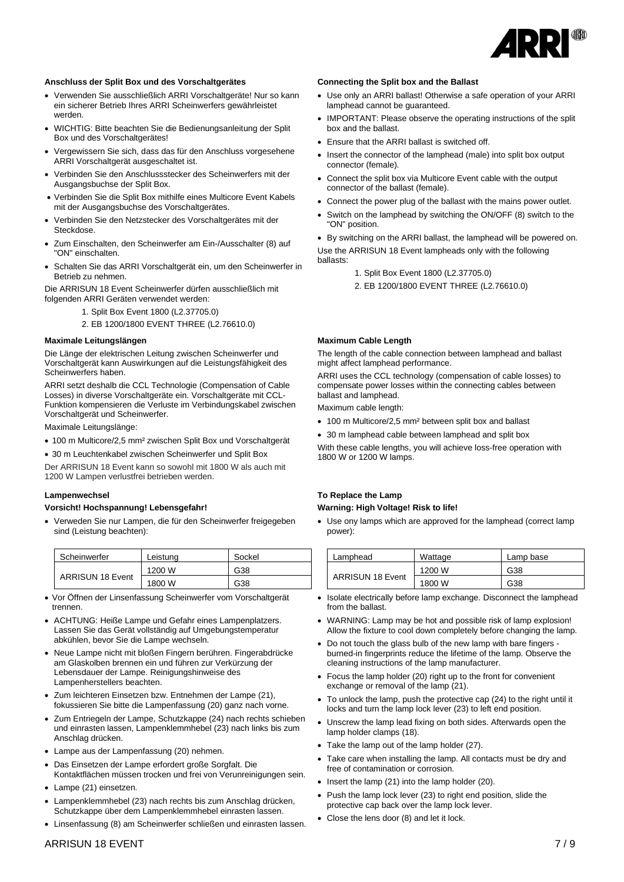### Anschluss der Split Box und des Vorschaltgerätes

- Verwenden Sie ausschließlich ARRI Vorschaltgeräte! Nur so kann ein sicherer Betrieb Ihres ARRI Scheinwerfers gewährleistet werden.
- WICHTIG: Bitte beachten Sie die Bedienungsanleitung der Split Box und des Vorschaltgerätes!
- Vergewissern Sie sich, dass das für den Anschluss vorgesehene ARRI Vorschaltgerät ausgeschaltet ist.
- Verbinden Sie den Anschlussstecker des Scheinwerfers mit der Ausgangsbuchse der Split Box.
- Verbinden Sie die Split Box mithilfe eines Multicore Event Kabels mit der Ausgangsbuchse des Vorschaltgerätes.
- Verbinden Sie den Netzstecker des Vorschaltgerätes mit der Steckdose.
- Zum Einschalten, den Scheinwerfer am Ein-/Ausschalter (8) auf "ON" einschalten.
- Schalten Sie das ARRI Vorschaltgerät ein, um den Scheinwerfer in Betrieb zu nehmen.

Die ARRISUN 18 Event Scheinwerfer dürfen ausschließlich mit folgenden ARRI Geräten verwendet werden:

1. Split Box Event 1800 (L2.37705.0)
2. EB 1200/1800 EVENT THREE (L2.76610.0)

### Maximale Leitungslängen

Die Länge der elektrischen Leitung zwischen Scheinwerfer und Vorschaltgerät kann Auswirkungen auf die Leistungsfähigkeit des Scheinwerfers haben.

ARRI setzt deshalb die CCL Technologie (Compensation of Cable Losses) in diverse Vorschaltgeräte ein. Vorschaltgeräte mit CCL-Funktion kompensieren die Verluste im Verbindungskabel zwischen Vorschaltgerät und Scheinwerfer.

Maximale Leitungslänge:

- 100 m Multicore/2,5 mm² zwischen Split Box und Vorschaltgerät
- 30 m Leuchtenkabel zwischen Scheinwerfer und Split Box

Der ARRISUN 18 Event kann so sowohl mit 1800 W als auch mit 1200 W Lampen verlustfrei betrieben werden.

### Lampenwechsel

**Vorsicht! Hochspannung! Lebensgefahr!**

- Verweden Sie nur Lampen, die für den Scheinwerfer freigegeben sind (Leistung beachten):

| Scheinwerfer | Leistung | Sockel |
|---|---|---|
| ARRISUN 18 Event | 1200 W | G38 |
| | 1800 W | G38 |

- Vor Öffnen der Linsenfassung Scheinwerfer vom Vorschaltgerät trennen.
- ACHTUNG: Heiße Lampe und Gefahr eines Lampenplatzers. Lassen Sie das Gerät vollständig auf Umgebungstemperatur abkühlen, bevor Sie die Lampe wechseln.
- Neue Lampe nicht mit bloßen Fingern berühren. Fingerabdrücke am Glaskolben brennen ein und führen zur Verkürzung der Lebensdauer der Lampe. Reinigungshinweise des Lampenherstellers beachten.
- Zum leichteren Einsetzen bzw. Entnehmen der Lampe (21), fokussieren Sie bitte die Lampenfassung (20) ganz nach vorne.
- Zum Entriegeln der Lampe, Schutzkappe (24) nach rechts schieben und einrasten lassen, Lampenklemmhebel (23) nach links bis zum Anschlag drücken.
- Lampe aus der Lampenfassung (20) nehmen.
- Das Einsetzen der Lampe erfordert große Sorgfalt. Die Kontaktflächen müssen trocken und frei von Verunreinigungen sein.
- Lampe (21) einsetzen.
- Lampenklemmhebel (23) nach rechts bis zum Anschlag drücken, Schutzkappe über dem Lampenklemmhebel einrasten lassen.
- Linsenfassung (8) am Scheinwerfer schließen und einrasten lassen.

### Connecting the Split box and the Ballast

- Use only an ARRI ballast! Otherwise a safe operation of your ARRI lamphead cannot be guaranteed.
- IMPORTANT: Please observe the operating instructions of the split box and the ballast.
- Ensure that the ARRI ballast is switched off.
- Insert the connector of the lamphead (male) into split box output connector (female).
- Connect the split box via Multicore Event cable with the output connector of the ballast (female).
- Connect the power plug of the ballast with the mains power outlet.
- Switch on the lamphead by switching the ON/OFF (8) switch to the "ON" position.
- By switching on the ARRI ballast, the lamphead will be powered on.

Use the ARRISUN 18 Event lampheads only with the following ballasts:

1. Split Box Event 1800 (L2.37705.0)
2. EB 1200/1800 EVENT THREE (L2.76610.0)

### Maximum Cable Length

The length of the cable connection between lamphead and ballast might affect lamphead performance.

ARRI uses the CCL technology (compensation of cable losses) to compensate power losses within the connecting cables between ballast and lamphead.

Maximum cable length:

- 100 m Multicore/2,5 mm² between split box and ballast
- 30 m lamphead cable between lamphead and split box

With these cable lengths, you will achieve loss-free operation with 1800 W or 1200 W lamps.

### To Replace the Lamp

**Warning: High Voltage! Risk to life!**

- Use ony lamps which are approved for the lamphead (correct lamp power):

| Lamphead | Wattage | Lamp base |
|---|---|---|
| ARRISUN 18 Event | 1200 W | G38 |
| | 1800 W | G38 |

- Isolate electrically before lamp exchange. Disconnect the lamphead from the ballast.
- WARNING: Lamp may be hot and possible risk of lamp explosion! Allow the fixture to cool down completely before changing the lamp.
- Do not touch the glass bulb of the new lamp with bare fingers - burned-in fingerprints reduce the lifetime of the lamp. Observe the cleaning instructions of the lamp manufacturer.
- Focus the lamp holder (20) right up to the front for convenient exchange or removal of the lamp (21).
- To unlock the lamp, push the protective cap (24) to the right until it locks and turn the lamp lock lever (23) to left end position.
- Unscrew the lamp lead fixing on both sides. Afterwards open the lamp holder clamps (18).
- Take the lamp out of the lamp holder (27).
- Take care when installing the lamp. All contacts must be dry and free of contamination or corrosion.
- Insert the lamp (21) into the lamp holder (20).
- Push the lamp lock lever (23) to right end position, slide the protective cap back over the lamp lock lever.
- Close the lens door (8) and let it lock.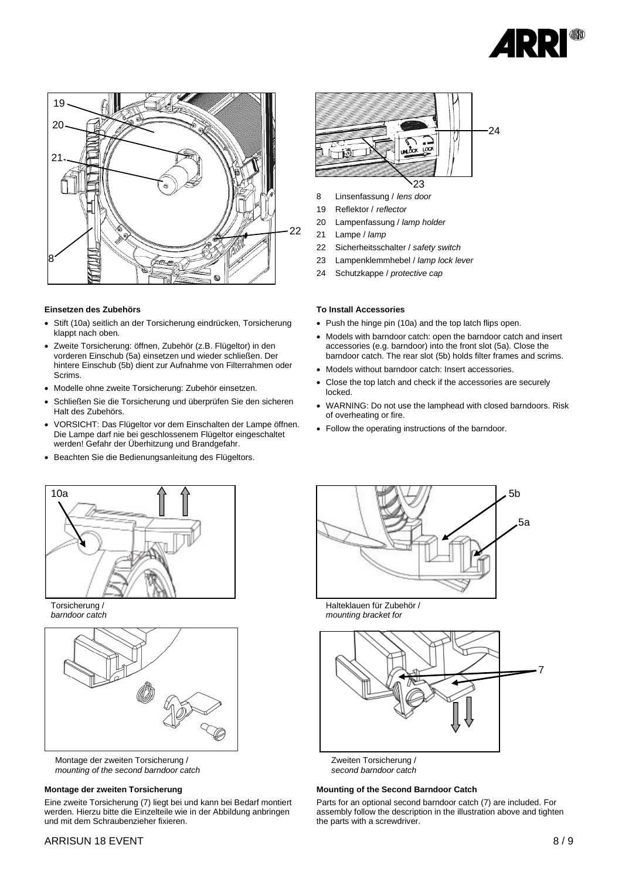8 Linsenfassung / *lens door*

19 Reflektor / *reflector*

20 Lampenfassung / *lamp holder*

21 Lampe / *lamp*

22 Sicherheitsschalter / *safety switch*

23 Lampenklemmhebel / *lamp lock lever*

24 Schutzkappe / *protective cap*

**Einsetzen des Zubehörs**

- Stift (10a) seitlich an der Torsicherung eindrücken, Torsicherung klappt nach oben.
- Zweite Torsicherung: öffnen, Zubehör (z.B. Flügeltor) in den vorderen Einschub (5a) einsetzen und wieder schließen. Der hintere Einschub (5b) dient zur Aufnahme von Filterrahmen oder Scrims.
- Modelle ohne zweite Torsicherung: Zubehör einsetzen.
- Schließen Sie die Torsicherung und überprüfen Sie den sicheren Halt des Zubehörs.
- VORSICHT: Das Flügeltor vor dem Einschalten der Lampe öffnen. Die Lampe darf nie bei geschlossenem Flügeltor eingeschaltet werden! Gefahr der Überhitzung und Brandgefahr.
- Beachten Sie die Bedienungsanleitung des Flügeltors.

**To Install Accessories**

- Push the hinge pin (10a) and the top latch flips open.
- Models with barndoor catch: open the barndoor catch and insert accessories (e.g. barndoor) into the front slot (5a). Close the barndoor catch. The rear slot (5b) holds filter frames and scrims.
- Models without barndoor catch: Insert accessories.
- Close the top latch and check if the accessories are securely locked.
- WARNING: Do not use the lamphead with closed barndoors. Risk of overheating or fire.
- Follow the operating instructions of the barndoor.

Torsicherung / *barndoor catch*

Halteklauen für Zubehör / *mounting bracket for*

Montage der zweiten Torsicherung / *mounting of the second barndoor catch*

Zweiten Torsicherung / *second barndoor catch*

**Montage der zweiten Torsicherung**

Eine zweite Torsicherung (7) liegt bei und kann bei Bedarf montiert werden. Hierzu bitte die Einzelteile wie in der Abbildung anbringen und mit dem Schraubenzieher fixieren.

**Mounting of the Second Barndoor Catch**

Parts for an optional second barndoor catch (7) are included. For assembly follow the description in the illustration above and tighten the parts with a screwdriver.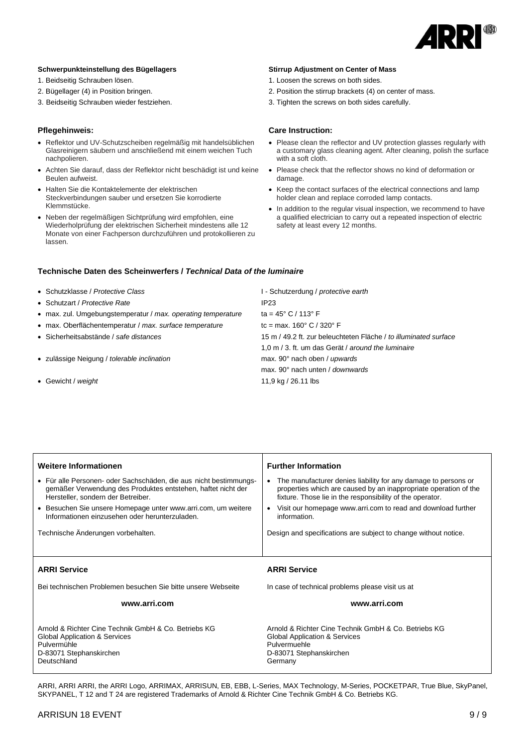### Schwerpunkteinstellung des Bügellagers

1. Beidseitig Schrauben lösen.
2. Bügellager (4) in Position bringen.
3. Beidseitig Schrauben wieder festziehen.

### Stirrup Adjustment on Center of Mass

1. Loosen the screws on both sides.
2. Position the stirrup brackets (4) on center of mass.
3. Tighten the screws on both sides carefully.

### Pflegehinweis:

- Reflektor und UV-Schutzscheiben regelmäßig mit handelsüblichen Glasreinigern säubern und anschließend mit einem weichen Tuch nachpolieren.
- Achten Sie darauf, dass der Reflektor nicht beschädigt ist und keine Beulen aufweist.
- Halten Sie die Kontaktelemente der elektrischen Steckverbindungen sauber und ersetzen Sie korrodierte Klemmstücke.
- Neben der regelmäßigen Sichtprüfung wird empfohlen, eine Wiederholprüfung der elektrischen Sicherheit mindestens alle 12 Monate von einer Fachperson durchzuführen und protokollieren zu lassen.

### Care Instruction:

- Please clean the reflector and UV protection glasses regularly with a customary glass cleaning agent. After cleaning, polish the surface with a soft cloth.
- Please check that the reflector shows no kind of deformation or damage.
- Keep the contact surfaces of the electrical connections and lamp holder clean and replace corroded lamp contacts.
- In addition to the regular visual inspection, we recommend to have a qualified electrician to carry out a repeated inspection of electric safety at least every 12 months.

### Technische Daten des Scheinwerfers / *Technical Data of the luminaire*

| | |
|---|---|
| • Schutzklasse / *Protective Class* | I - Schutzerdung / *protective earth* |
| • Schutzart / *Protective Rate* | IP23 |
| • max. zul. Umgebungstemperatur / *max. operating temperature* | ta = 45° C / 113° F |
| • max. Oberflächentemperatur / *max. surface temperature* | tc = max. 160° C / 320° F |
| • Sicherheitsabstände / *safe distances* | 15 m / 49.2 ft. zur beleuchteten Fläche / *to illuminated surface*<br>1,0 m / 3. ft. um das Gerät / *around the luminaire* |
| • zulässige Neigung / *tolerable inclination* | max. 90° nach oben / *upwards*<br>max. 90° nach unten / *downwards* |
| • Gewicht / *weight* | 11,9 kg / 26.11 lbs |

### Weitere Informationen

- Für alle Personen- oder Sachschäden, die aus nicht bestimmungsgemäßer Verwendung des Produktes entstehen, haftet nicht der Hersteller, sondern der Betreiber.
- Besuchen Sie unsere Homepage unter www.arri.com, um weitere Informationen einzusehen oder herunterzuladen.

Technische Änderungen vorbehalten.

### Further Information

- The manufacturer denies liability for any damage to persons or properties which are caused by an inappropriate operation of the fixture. Those lie in the responsibility of the operator.
- Visit our homepage www.arri.com to read and download further information.

Design and specifications are subject to change without notice.

### ARRI Service

Bei technischen Problemen besuchen Sie bitte unsere Webseite

**www.arri.com**

Arnold & Richter Cine Technik GmbH & Co. Betriebs KG
Global Application & Services
Pulvermühle
D-83071 Stephanskirchen
Deutschland

### ARRI Service

In case of technical problems please visit us at

**www.arri.com**

Arnold & Richter Cine Technik GmbH & Co. Betriebs KG
Global Application & Services
Pulvermuehle
D-83071 Stephanskirchen
Germany

ARRI, ARRI ARRI, the ARRI Logo, ARRIMAX, ARRISUN, EB, EBB, L-Series, MAX Technology, M-Series, POCKETPAR, True Blue, SkyPanel, SKYPANEL, T 12 and T 24 are registered Trademarks of Arnold & Richter Cine Technik GmbH & Co. Betriebs KG.